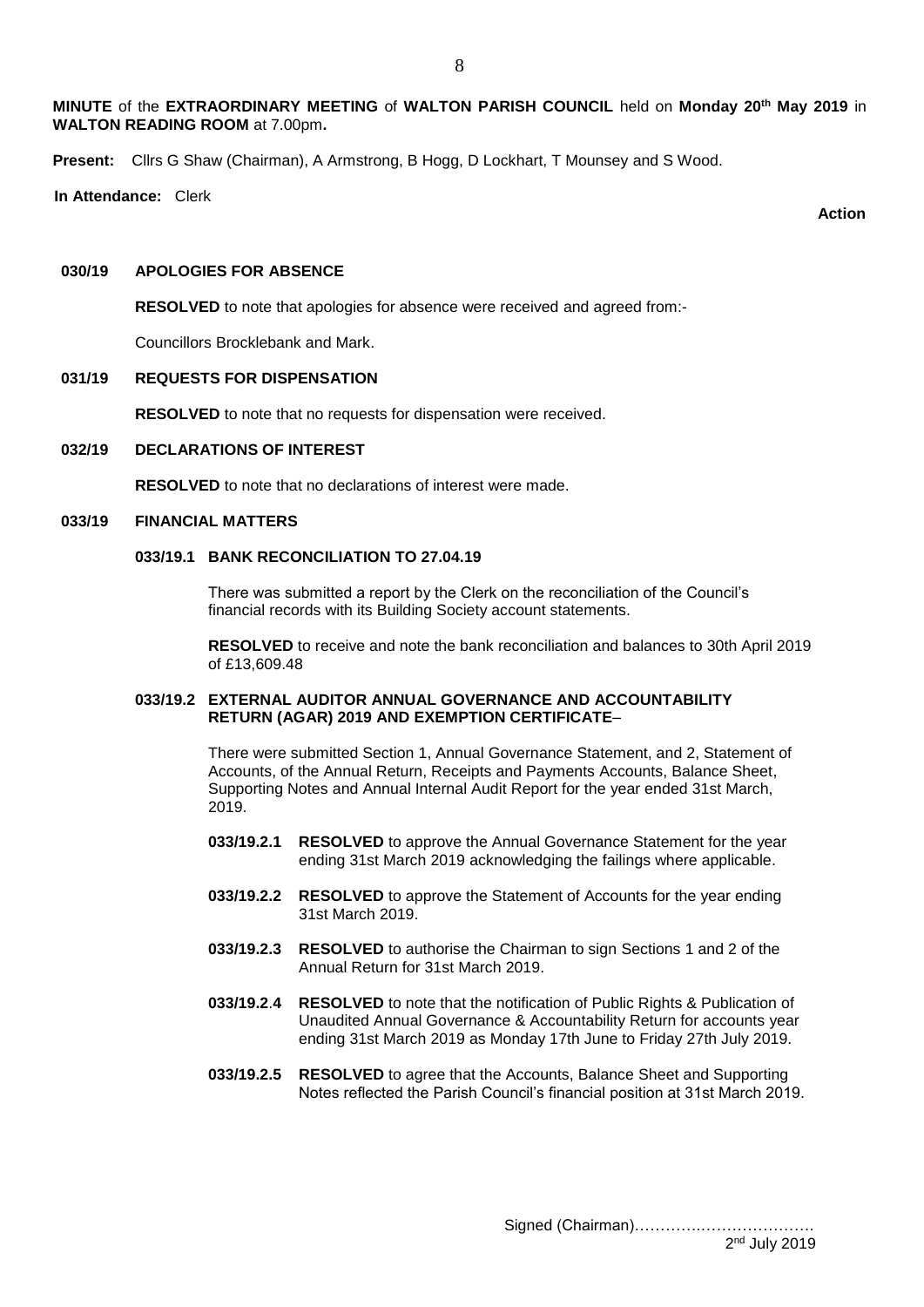**MINUTE** of the **EXTRAORDINARY MEETING** of **WALTON PARISH COUNCIL** held on **Monday 20th May 2019** in **WALTON READING ROOM** at 7.00pm**.**

**Present:** Cllrs G Shaw (Chairman), A Armstrong, B Hogg, D Lockhart, T Mounsey and S Wood.

**In Attendance:** Clerk

**Action**

**030/19 APOLOGIES FOR ABSENCE**

**RESOLVED** to note that apologies for absence were received and agreed from:-

Councillors Brocklebank and Mark.

**031/19 REQUESTS FOR DISPENSATION**

**RESOLVED** to note that no requests for dispensation were received.

**032/19 DECLARATIONS OF INTEREST**

**RESOLVED** to note that no declarations of interest were made.

**033/19 FINANCIAL MATTERS**

**033/19.1 BANK RECONCILIATION TO 27.04.19**

There was submitted a report by the Clerk on the reconciliation of the Council's financial records with its Building Society account statements.

**RESOLVED** to receive and note the bank reconciliation and balances to 30th April 2019 of £13,609.48

**033/19.2 EXTERNAL AUDITOR ANNUAL GOVERNANCE AND ACCOUNTABILITY RETURN (AGAR) 2019 AND EXEMPTION CERTIFICATE**–

There were submitted Section 1, Annual Governance Statement, and 2, Statement of Accounts, of the Annual Return, Receipts and Payments Accounts, Balance Sheet, Supporting Notes and Annual Internal Audit Report for the year ended 31st March, 2019.

**033/19.2.1** **RESOLVED** to approve the Annual Governance Statement for the year ending 31st March 2019 acknowledging the failings where applicable.

**033/19.2.2** **RESOLVED** to approve the Statement of Accounts for the year ending 31st March 2019.

**033/19.2.3** **RESOLVED** to authorise the Chairman to sign Sections 1 and 2 of the Annual Return for 31st March 2019.

**033/19.2.4** **RESOLVED** to note that the notification of Public Rights & Publication of Unaudited Annual Governance & Accountability Return for accounts year ending 31st March 2019 as Monday 17th June to Friday 27th July 2019.

**033/19.2.5** **RESOLVED** to agree that the Accounts, Balance Sheet and Supporting Notes reflected the Parish Council's financial position at 31st March 2019.

Signed (Chairman)……………………………
2nd July 2019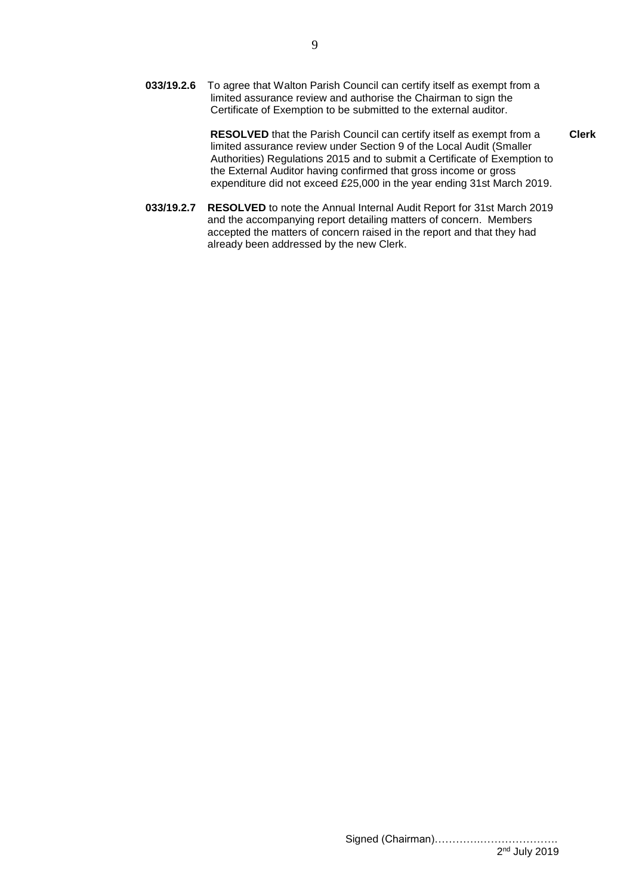**033/19.2.6** To agree that Walton Parish Council can certify itself as exempt from a limited assurance review and authorise the Chairman to sign the Certificate of Exemption to be submitted to the external auditor.

**RESOLVED** that the Parish Council can certify itself as exempt from a limited assurance review under Section 9 of the Local Audit (Smaller Authorities) Regulations 2015 and to submit a Certificate of Exemption to the External Auditor having confirmed that gross income or gross expenditure did not exceed £25,000 in the year ending 31st March 2019. **Clerk**

**033/19.2.7** **RESOLVED** to note the Annual Internal Audit Report for 31st March 2019 and the accompanying report detailing matters of concern. Members accepted the matters of concern raised in the report and that they had already been addressed by the new Clerk.

Signed (Chairman)……………………………
2nd July 2019